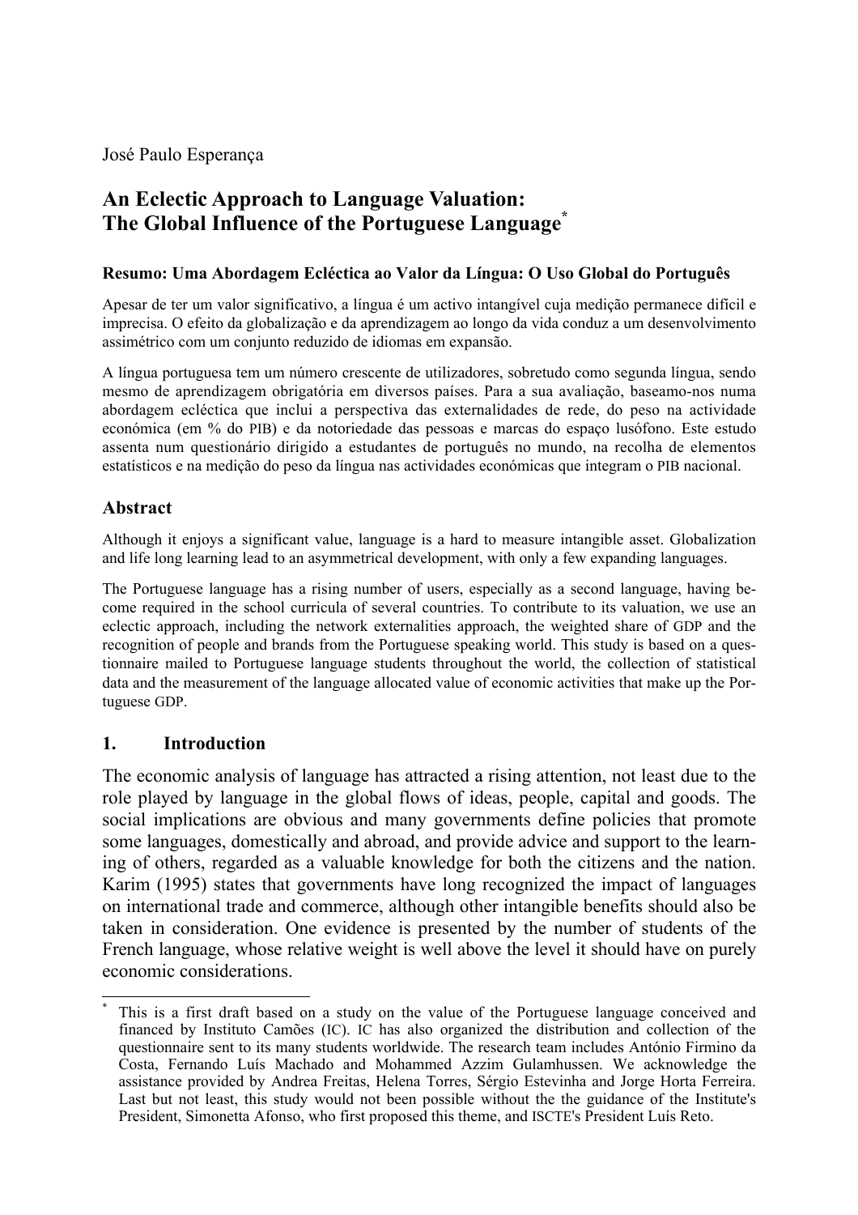José Paulo Esperança

# An Eclectic Approach to Language Valuation: The Global Influence of the Portuguese Language[*]

### Resumo: Uma Abordagem Ecléctica ao Valor da Língua: O Uso Global do Português

Apesar de ter um valor significativo, a língua é um activo intangível cuja medição permanece difícil e imprecisa. O efeito da globalização e da aprendizagem ao longo da vida conduz a um desenvolvimento assimétrico com um conjunto reduzido de idiomas em expansão.

A língua portuguesa tem um número crescente de utilizadores, sobretudo como segunda língua, sendo mesmo de aprendizagem obrigatória em diversos países. Para a sua avaliação, baseamo-nos numa abordagem ecléctica que inclui a perspectiva das externalidades de rede, do peso na actividade económica (em % do PIB) e da notoriedade das pessoas e marcas do espaço lusófono. Este estudo assenta num questionário dirigido a estudantes de português no mundo, na recolha de elementos estatísticos e na medição do peso da língua nas actividades económicas que integram o PIB nacional.

### Abstract

Although it enjoys a significant value, language is a hard to measure intangible asset. Globalization and life long learning lead to an asymmetrical development, with only a few expanding languages.

The Portuguese language has a rising number of users, especially as a second language, having become required in the school curricula of several countries. To contribute to its valuation, we use an eclectic approach, including the network externalities approach, the weighted share of GDP and the recognition of people and brands from the Portuguese speaking world. This study is based on a questionnaire mailed to Portuguese language students throughout the world, the collection of statistical data and the measurement of the language allocated value of economic activities that make up the Portuguese GDP.

## 1. Introduction

The economic analysis of language has attracted a rising attention, not least due to the role played by language in the global flows of ideas, people, capital and goods. The social implications are obvious and many governments define policies that promote some languages, domestically and abroad, and provide advice and support to the learning of others, regarded as a valuable knowledge for both the citizens and the nation. Karim (1995) states that governments have long recognized the impact of languages on international trade and commerce, although other intangible benefits should also be taken in consideration. One evidence is presented by the number of students of the French language, whose relative weight is well above the level it should have on purely economic considerations.

---

[*] This is a first draft based on a study on the value of the Portuguese language conceived and financed by Instituto Camões (IC). IC has also organized the distribution and collection of the questionnaire sent to its many students worldwide. The research team includes António Firmino da Costa, Fernando Luís Machado and Mohammed Azzim Gulamhussen. We acknowledge the assistance provided by Andrea Freitas, Helena Torres, Sérgio Estevinha and Jorge Horta Ferreira. Last but not least, this study would not been possible without the the guidance of the Institute's President, Simonetta Afonso, who first proposed this theme, and ISCTE's President Luís Reto.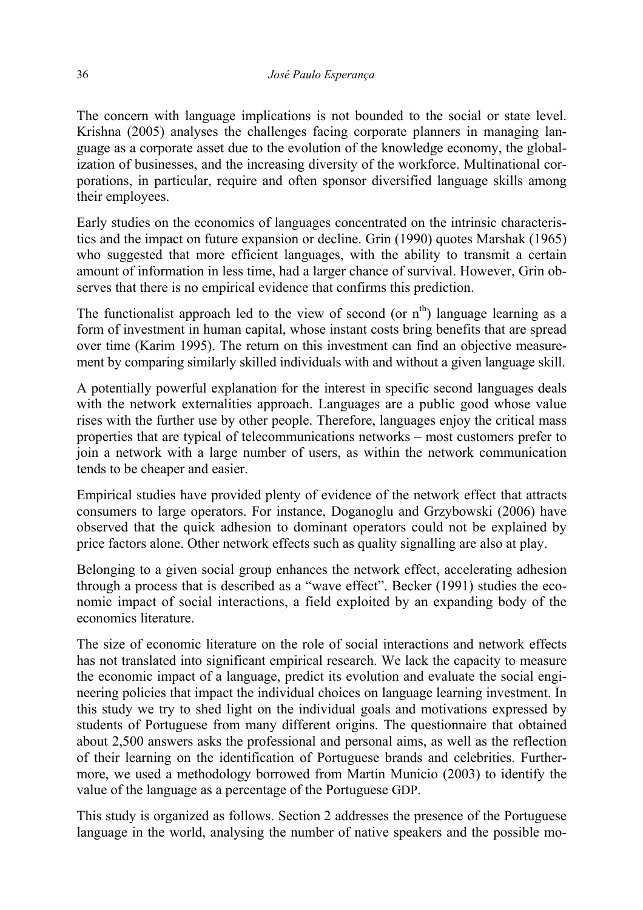The concern with language implications is not bounded to the social or state level. Krishna (2005) analyses the challenges facing corporate planners in managing language as a corporate asset due to the evolution of the knowledge economy, the globalization of businesses, and the increasing diversity of the workforce. Multinational corporations, in particular, require and often sponsor diversified language skills among their employees.

Early studies on the economics of languages concentrated on the intrinsic characteristics and the impact on future expansion or decline. Grin (1990) quotes Marshak (1965) who suggested that more efficient languages, with the ability to transmit a certain amount of information in less time, had a larger chance of survival. However, Grin observes that there is no empirical evidence that confirms this prediction.

The functionalist approach led to the view of second (or $n^{th}$) language learning as a form of investment in human capital, whose instant costs bring benefits that are spread over time (Karim 1995). The return on this investment can find an objective measurement by comparing similarly skilled individuals with and without a given language skill.

A potentially powerful explanation for the interest in specific second languages deals with the network externalities approach. Languages are a public good whose value rises with the further use by other people. Therefore, languages enjoy the critical mass properties that are typical of telecommunications networks – most customers prefer to join a network with a large number of users, as within the network communication tends to be cheaper and easier.

Empirical studies have provided plenty of evidence of the network effect that attracts consumers to large operators. For instance, Doganoglu and Grzybowski (2006) have observed that the quick adhesion to dominant operators could not be explained by price factors alone. Other network effects such as quality signalling are also at play.

Belonging to a given social group enhances the network effect, accelerating adhesion through a process that is described as a "wave effect". Becker (1991) studies the economic impact of social interactions, a field exploited by an expanding body of the economics literature.

The size of economic literature on the role of social interactions and network effects has not translated into significant empirical research. We lack the capacity to measure the economic impact of a language, predict its evolution and evaluate the social engineering policies that impact the individual choices on language learning investment. In this study we try to shed light on the individual goals and motivations expressed by students of Portuguese from many different origins. The questionnaire that obtained about 2,500 answers asks the professional and personal aims, as well as the reflection of their learning on the identification of Portuguese brands and celebrities. Furthermore, we used a methodology borrowed from Martin Municio (2003) to identify the value of the language as a percentage of the Portuguese GDP.

This study is organized as follows. Section 2 addresses the presence of the Portuguese language in the world, analysing the number of native speakers and the possible mo-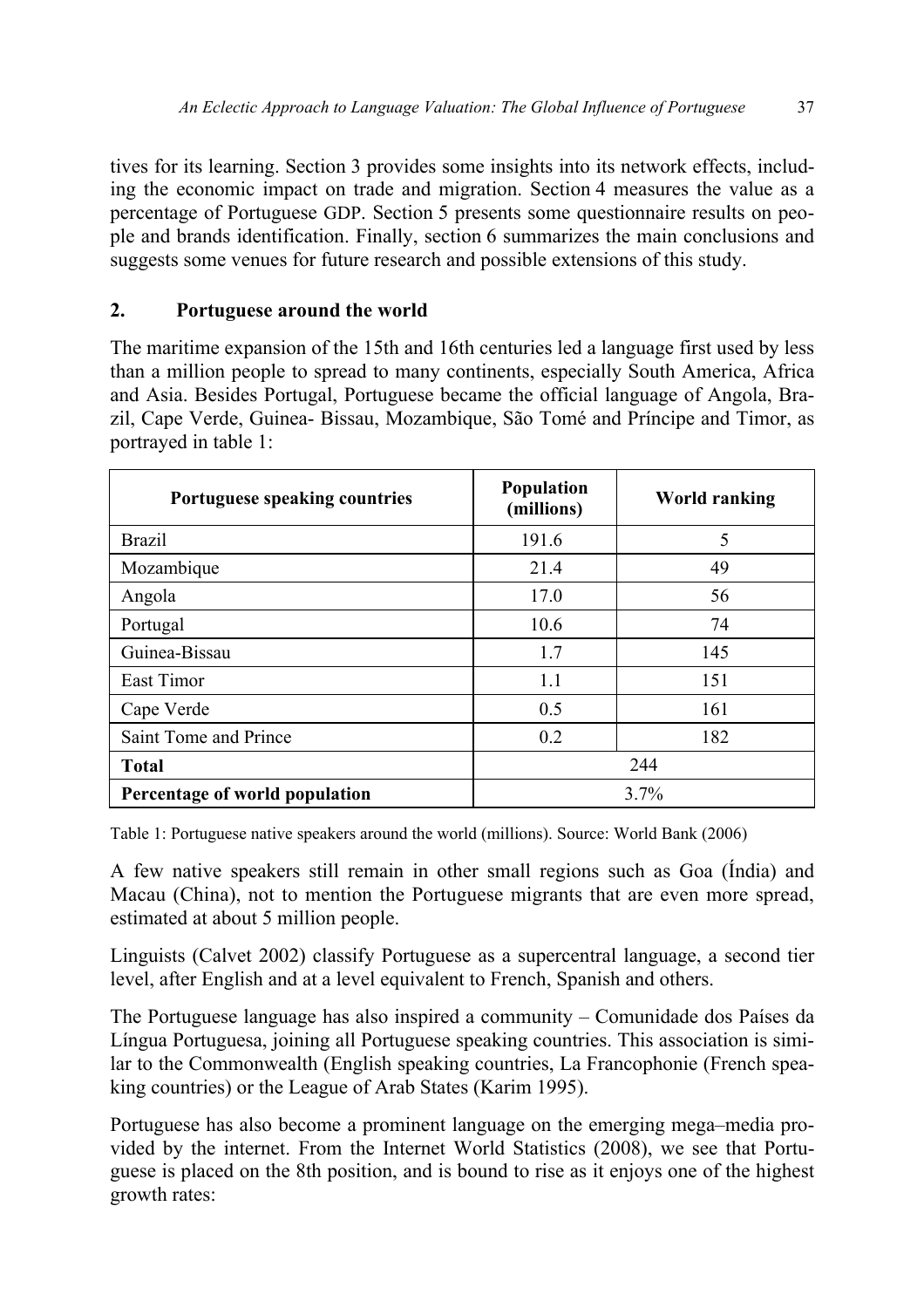tives for its learning. Section 3 provides some insights into its network effects, including the economic impact on trade and migration. Section 4 measures the value as a percentage of Portuguese GDP. Section 5 presents some questionnaire results on people and brands identification. Finally, section 6 summarizes the main conclusions and suggests some venues for future research and possible extensions of this study.

## 2. Portuguese around the world

The maritime expansion of the 15th and 16th centuries led a language first used by less than a million people to spread to many continents, especially South America, Africa and Asia. Besides Portugal, Portuguese became the official language of Angola, Brazil, Cape Verde, Guinea- Bissau, Mozambique, São Tomé and Príncipe and Timor, as portrayed in table 1:

| Portuguese speaking countries | Population (millions) | World ranking |
|---|---|---|
| Brazil | 191.6 | 5 |
| Mozambique | 21.4 | 49 |
| Angola | 17.0 | 56 |
| Portugal | 10.6 | 74 |
| Guinea-Bissau | 1.7 | 145 |
| East Timor | 1.1 | 151 |
| Cape Verde | 0.5 | 161 |
| Saint Tome and Prince | 0.2 | 182 |
| **Total** | 244 | |
| **Percentage of world population** | 3.7% | |

Table 1: Portuguese native speakers around the world (millions). Source: World Bank (2006)

A few native speakers still remain in other small regions such as Goa (Índia) and Macau (China), not to mention the Portuguese migrants that are even more spread, estimated at about 5 million people.

Linguists (Calvet 2002) classify Portuguese as a supercentral language, a second tier level, after English and at a level equivalent to French, Spanish and others.

The Portuguese language has also inspired a community – Comunidade dos Países da Língua Portuguesa, joining all Portuguese speaking countries. This association is similar to the Commonwealth (English speaking countries, La Francophonie (French speaking countries) or the League of Arab States (Karim 1995).

Portuguese has also become a prominent language on the emerging mega–media provided by the internet. From the Internet World Statistics (2008), we see that Portuguese is placed on the 8th position, and is bound to rise as it enjoys one of the highest growth rates: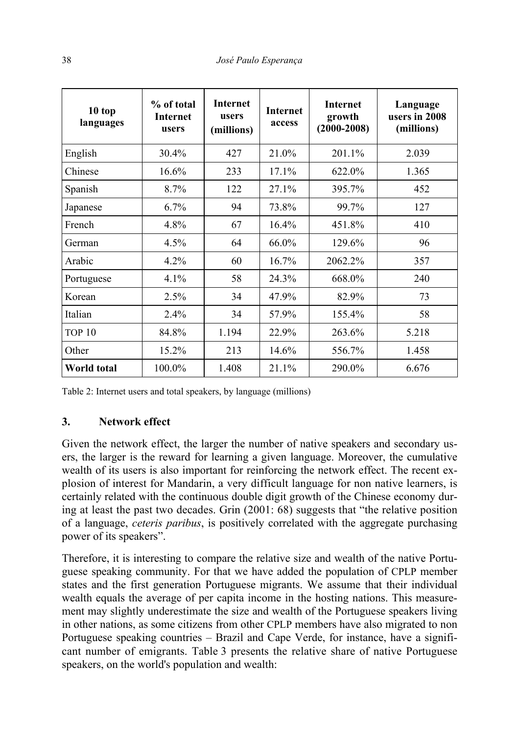| 10 top languages | % of total Internet users | Internet users (millions) | Internet access | Internet growth (2000-2008) | Language users in 2008 (millions) |
|---|---|---|---|---|---|
| English | 30.4% | 427 | 21.0% | 201.1% | 2.039 |
| Chinese | 16.6% | 233 | 17.1% | 622.0% | 1.365 |
| Spanish | 8.7% | 122 | 27.1% | 395.7% | 452 |
| Japanese | 6.7% | 94 | 73.8% | 99.7% | 127 |
| French | 4.8% | 67 | 16.4% | 451.8% | 410 |
| German | 4.5% | 64 | 66.0% | 129.6% | 96 |
| Arabic | 4.2% | 60 | 16.7% | 2062.2% | 357 |
| Portuguese | 4.1% | 58 | 24.3% | 668.0% | 240 |
| Korean | 2.5% | 34 | 47.9% | 82.9% | 73 |
| Italian | 2.4% | 34 | 57.9% | 155.4% | 58 |
| TOP 10 | 84.8% | 1.194 | 22.9% | 263.6% | 5.218 |
| Other | 15.2% | 213 | 14.6% | 556.7% | 1.458 |
| **World total** | 100.0% | 1.408 | 21.1% | 290.0% | 6.676 |

Table 2: Internet users and total speakers, by language (millions)

## 3. Network effect

Given the network effect, the larger the number of native speakers and secondary users, the larger is the reward for learning a given language. Moreover, the cumulative wealth of its users is also important for reinforcing the network effect. The recent explosion of interest for Mandarin, a very difficult language for non native learners, is certainly related with the continuous double digit growth of the Chinese economy during at least the past two decades. Grin (2001: 68) suggests that "the relative position of a language, *ceteris paribus*, is positively correlated with the aggregate purchasing power of its speakers".

Therefore, it is interesting to compare the relative size and wealth of the native Portuguese speaking community. For that we have added the population of CPLP member states and the first generation Portuguese migrants. We assume that their individual wealth equals the average of per capita income in the hosting nations. This measurement may slightly underestimate the size and wealth of the Portuguese speakers living in other nations, as some citizens from other CPLP members have also migrated to non Portuguese speaking countries – Brazil and Cape Verde, for instance, have a significant number of emigrants. Table 3 presents the relative share of native Portuguese speakers, on the world's population and wealth: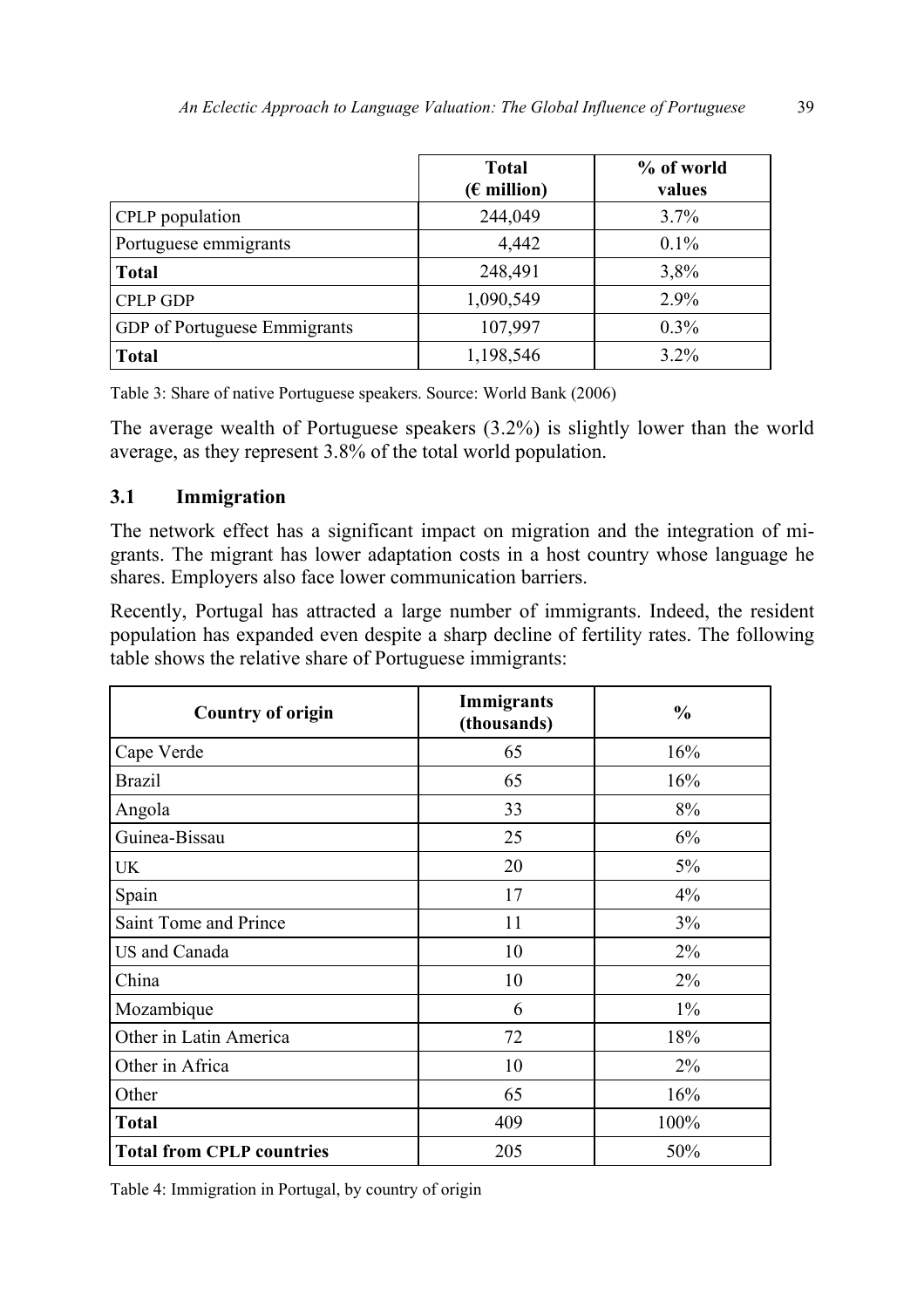| | Total (€ million) | % of world values |
|---|---|---|
| CPLP population | 244,049 | 3.7% |
| Portuguese emmigrants | 4,442 | 0.1% |
| **Total** | 248,491 | 3,8% |
| CPLP GDP | 1,090,549 | 2.9% |
| GDP of Portuguese Emmigrants | 107,997 | 0.3% |
| **Total** | 1,198,546 | 3.2% |

Table 3: Share of native Portuguese speakers. Source: World Bank (2006)

The average wealth of Portuguese speakers (3.2%) is slightly lower than the world average, as they represent 3.8% of the total world population.

## 3.1 Immigration

The network effect has a significant impact on migration and the integration of migrants. The migrant has lower adaptation costs in a host country whose language he shares. Employers also face lower communication barriers.

Recently, Portugal has attracted a large number of immigrants. Indeed, the resident population has expanded even despite a sharp decline of fertility rates. The following table shows the relative share of Portuguese immigrants:

| Country of origin | Immigrants (thousands) | % |
|---|---|---|
| Cape Verde | 65 | 16% |
| Brazil | 65 | 16% |
| Angola | 33 | 8% |
| Guinea-Bissau | 25 | 6% |
| UK | 20 | 5% |
| Spain | 17 | 4% |
| Saint Tome and Prince | 11 | 3% |
| US and Canada | 10 | 2% |
| China | 10 | 2% |
| Mozambique | 6 | 1% |
| Other in Latin America | 72 | 18% |
| Other in Africa | 10 | 2% |
| Other | 65 | 16% |
| **Total** | 409 | 100% |
| **Total from CPLP countries** | 205 | 50% |

Table 4: Immigration in Portugal, by country of origin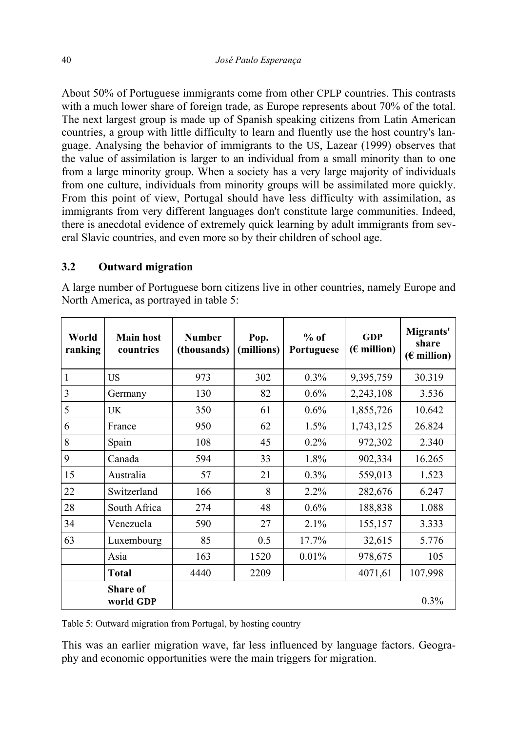About 50% of Portuguese immigrants come from other CPLP countries. This contrasts with a much lower share of foreign trade, as Europe represents about 70% of the total. The next largest group is made up of Spanish speaking citizens from Latin American countries, a group with little difficulty to learn and fluently use the host country's language. Analysing the behavior of immigrants to the US, Lazear (1999) observes that the value of assimilation is larger to an individual from a small minority than to one from a large minority group. When a society has a very large majority of individuals from one culture, individuals from minority groups will be assimilated more quickly. From this point of view, Portugal should have less difficulty with assimilation, as immigrants from very different languages don't constitute large communities. Indeed, there is anecdotal evidence of extremely quick learning by adult immigrants from several Slavic countries, and even more so by their children of school age.

### 3.2 Outward migration

A large number of Portuguese born citizens live in other countries, namely Europe and North America, as portrayed in table 5:

| World ranking | Main host countries | Number (thousands) | Pop. (millions) | % of Portuguese | GDP (€ million) | Migrants' share (€ million) |
|---|---|---|---|---|---|---|
| 1 | US | 973 | 302 | 0.3% | 9,395,759 | 30.319 |
| 3 | Germany | 130 | 82 | 0.6% | 2,243,108 | 3.536 |
| 5 | UK | 350 | 61 | 0.6% | 1,855,726 | 10.642 |
| 6 | France | 950 | 62 | 1.5% | 1,743,125 | 26.824 |
| 8 | Spain | 108 | 45 | 0.2% | 972,302 | 2.340 |
| 9 | Canada | 594 | 33 | 1.8% | 902,334 | 16.265 |
| 15 | Australia | 57 | 21 | 0.3% | 559,013 | 1.523 |
| 22 | Switzerland | 166 | 8 | 2.2% | 282,676 | 6.247 |
| 28 | South Africa | 274 | 48 | 0.6% | 188,838 | 1.088 |
| 34 | Venezuela | 590 | 27 | 2.1% | 155,157 | 3.333 |
| 63 | Luxembourg | 85 | 0.5 | 17.7% | 32,615 | 5.776 |
| | Asia | 163 | 1520 | 0.01% | 978,675 | 105 |
| | **Total** | 4440 | 2209 | | 4071,61 | 107.998 |
| | **Share of world GDP** | | | | | 0.3% |

Table 5: Outward migration from Portugal, by hosting country

This was an earlier migration wave, far less influenced by language factors. Geography and economic opportunities were the main triggers for migration.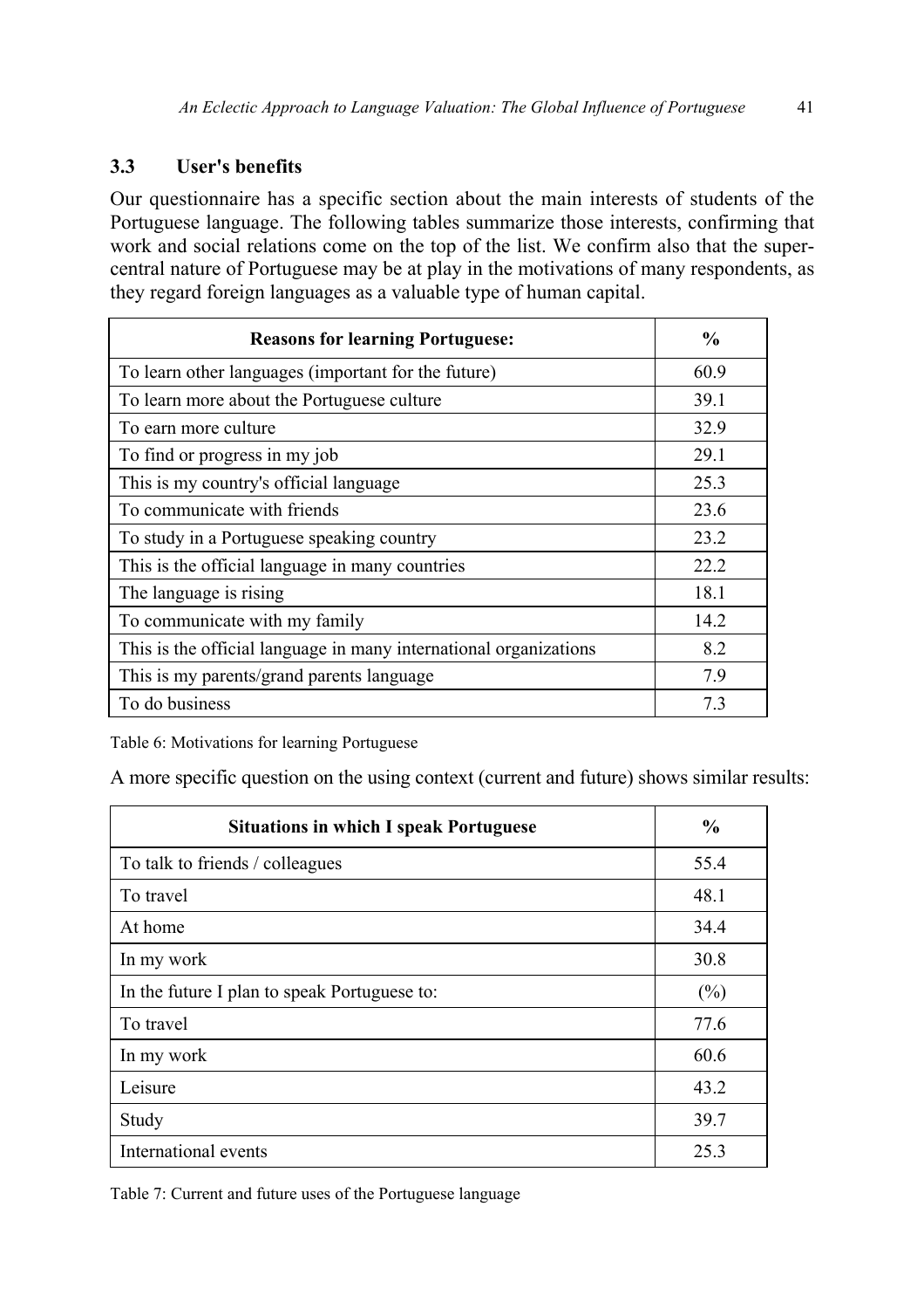### 3.3 User's benefits

Our questionnaire has a specific section about the main interests of students of the Portuguese language. The following tables summarize those interests, confirming that work and social relations come on the top of the list. We confirm also that the super-central nature of Portuguese may be at play in the motivations of many respondents, as they regard foreign languages as a valuable type of human capital.

| Reasons for learning Portuguese: | % |
|---|---|
| To learn other languages (important for the future) | 60.9 |
| To learn more about the Portuguese culture | 39.1 |
| To earn more culture | 32.9 |
| To find or progress in my job | 29.1 |
| This is my country's official language | 25.3 |
| To communicate with friends | 23.6 |
| To study in a Portuguese speaking country | 23.2 |
| This is the official language in many countries | 22.2 |
| The language is rising | 18.1 |
| To communicate with my family | 14.2 |
| This is the official language in many international organizations | 8.2 |
| This is my parents/grand parents language | 7.9 |
| To do business | 7.3 |

Table 6: Motivations for learning Portuguese

A more specific question on the using context (current and future) shows similar results:

| Situations in which I speak Portuguese | % |
|---|---|
| To talk to friends / colleagues | 55.4 |
| To travel | 48.1 |
| At home | 34.4 |
| In my work | 30.8 |
| In the future I plan to speak Portuguese to: | (%) |
| To travel | 77.6 |
| In my work | 60.6 |
| Leisure | 43.2 |
| Study | 39.7 |
| International events | 25.3 |

Table 7: Current and future uses of the Portuguese language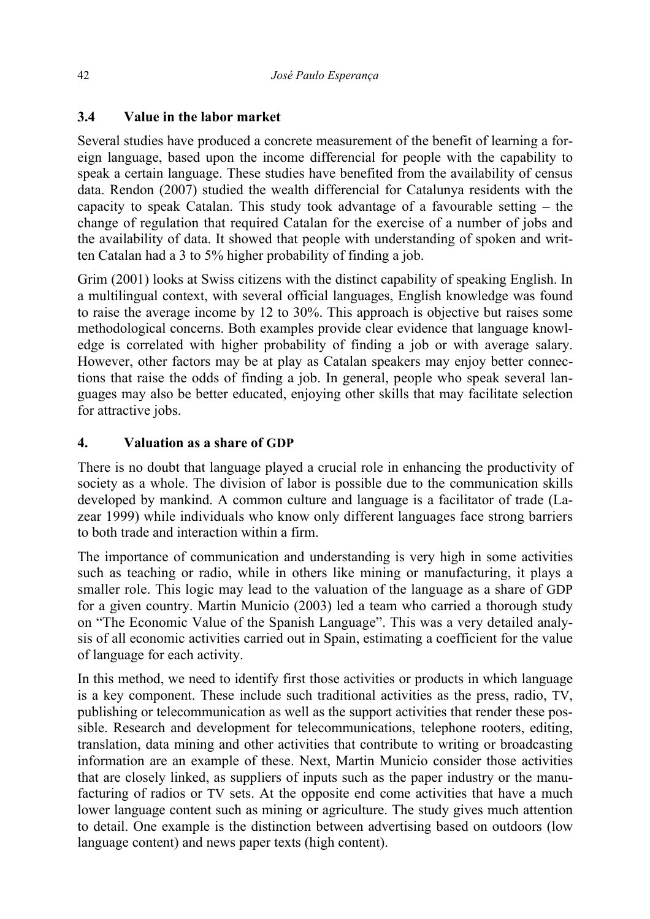### 3.4 Value in the labor market

Several studies have produced a concrete measurement of the benefit of learning a foreign language, based upon the income differencial for people with the capability to speak a certain language. These studies have benefited from the availability of census data. Rendon (2007) studied the wealth differencial for Catalunya residents with the capacity to speak Catalan. This study took advantage of a favourable setting – the change of regulation that required Catalan for the exercise of a number of jobs and the availability of data. It showed that people with understanding of spoken and written Catalan had a 3 to 5% higher probability of finding a job.

Grim (2001) looks at Swiss citizens with the distinct capability of speaking English. In a multilingual context, with several official languages, English knowledge was found to raise the average income by 12 to 30%. This approach is objective but raises some methodological concerns. Both examples provide clear evidence that language knowledge is correlated with higher probability of finding a job or with average salary. However, other factors may be at play as Catalan speakers may enjoy better connections that raise the odds of finding a job. In general, people who speak several languages may also be better educated, enjoying other skills that may facilitate selection for attractive jobs.

## 4. Valuation as a share of GDP

There is no doubt that language played a crucial role in enhancing the productivity of society as a whole. The division of labor is possible due to the communication skills developed by mankind. A common culture and language is a facilitator of trade (Lazear 1999) while individuals who know only different languages face strong barriers to both trade and interaction within a firm.

The importance of communication and understanding is very high in some activities such as teaching or radio, while in others like mining or manufacturing, it plays a smaller role. This logic may lead to the valuation of the language as a share of GDP for a given country. Martin Municio (2003) led a team who carried a thorough study on "The Economic Value of the Spanish Language". This was a very detailed analysis of all economic activities carried out in Spain, estimating a coefficient for the value of language for each activity.

In this method, we need to identify first those activities or products in which language is a key component. These include such traditional activities as the press, radio, TV, publishing or telecommunication as well as the support activities that render these possible. Research and development for telecommunications, telephone rooters, editing, translation, data mining and other activities that contribute to writing or broadcasting information are an example of these. Next, Martin Municio consider those activities that are closely linked, as suppliers of inputs such as the paper industry or the manufacturing of radios or TV sets. At the opposite end come activities that have a much lower language content such as mining or agriculture. The study gives much attention to detail. One example is the distinction between advertising based on outdoors (low language content) and news paper texts (high content).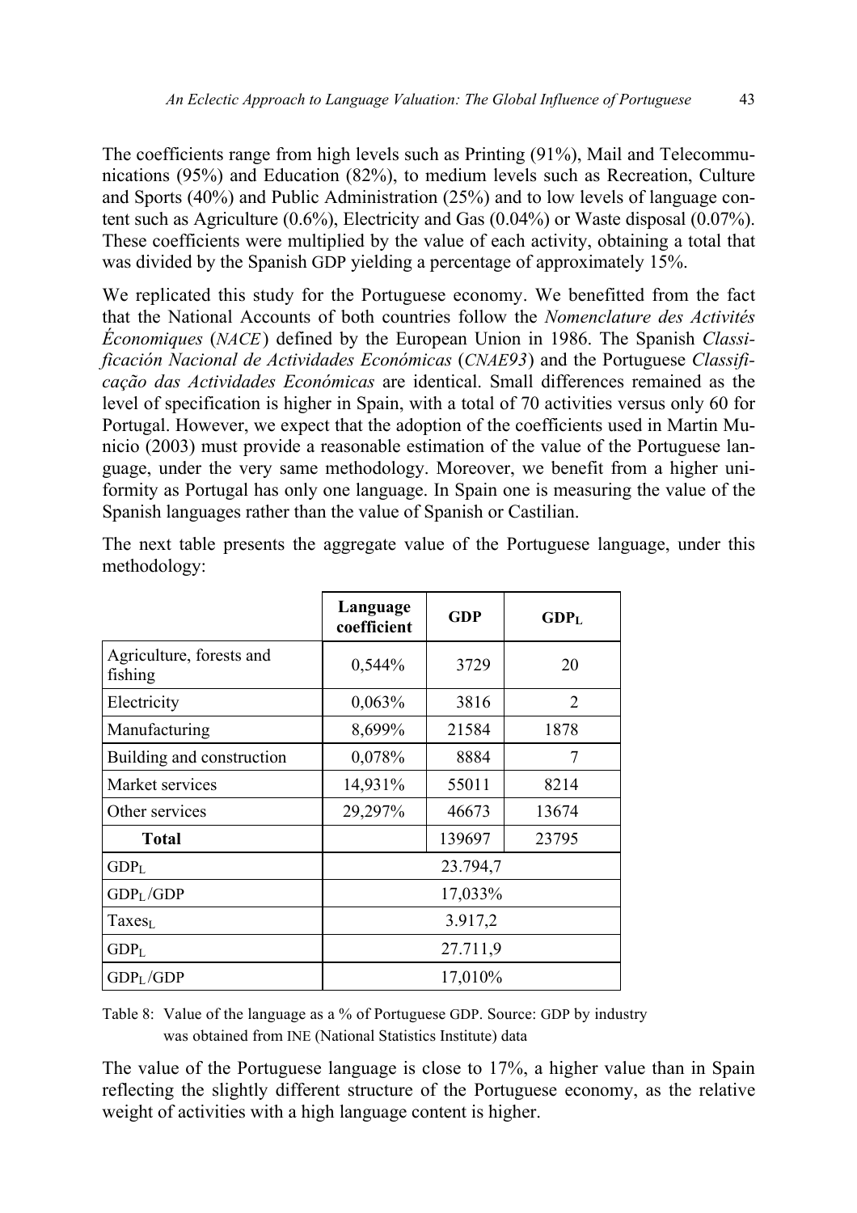The coefficients range from high levels such as Printing (91%), Mail and Telecommunications (95%) and Education (82%), to medium levels such as Recreation, Culture and Sports (40%) and Public Administration (25%) and to low levels of language content such as Agriculture (0.6%), Electricity and Gas (0.04%) or Waste disposal (0.07%). These coefficients were multiplied by the value of each activity, obtaining a total that was divided by the Spanish GDP yielding a percentage of approximately 15%.

We replicated this study for the Portuguese economy. We benefitted from the fact that the National Accounts of both countries follow the *Nomenclature des Activités Économiques* (*NACE*) defined by the European Union in 1986. The Spanish *Clasificación Nacional de Actividades Económicas* (*CNAE93*) and the Portuguese *Classificação das Actividades Económicas* are identical. Small differences remained as the level of specification is higher in Spain, with a total of 70 activities versus only 60 for Portugal. However, we expect that the adoption of the coefficients used in Martin Municio (2003) must provide a reasonable estimation of the value of the Portuguese language, under the very same methodology. Moreover, we benefit from a higher uniformity as Portugal has only one language. In Spain one is measuring the value of the Spanish languages rather than the value of Spanish or Castilian.

The next table presents the aggregate value of the Portuguese language, under this methodology:

| | Language coefficient | GDP | $GDP_L$ |
|---|---|---|---|
| Agriculture, forests and fishing | 0,544% | 3729 | 20 |
| Electricity | 0,063% | 3816 | 2 |
| Manufacturing | 8,699% | 21584 | 1878 |
| Building and construction | 0,078% | 8884 | 7 |
| Market services | 14,931% | 55011 | 8214 |
| Other services | 29,297% | 46673 | 13674 |
| **Total** | | 139697 | 23795 |
| $GDP_L$ | 23.794,7 | | |
| $GDP_L$/GDP | 17,033% | | |
| $Taxes_L$ | 3.917,2 | | |
| $GDP_L$ | 27.711,9 | | |
| $GDP_L$/GDP | 17,010% | | |

Table 8: Value of the language as a % of Portuguese GDP. Source: GDP by industry was obtained from INE (National Statistics Institute) data

The value of the Portuguese language is close to 17%, a higher value than in Spain reflecting the slightly different structure of the Portuguese economy, as the relative weight of activities with a high language content is higher.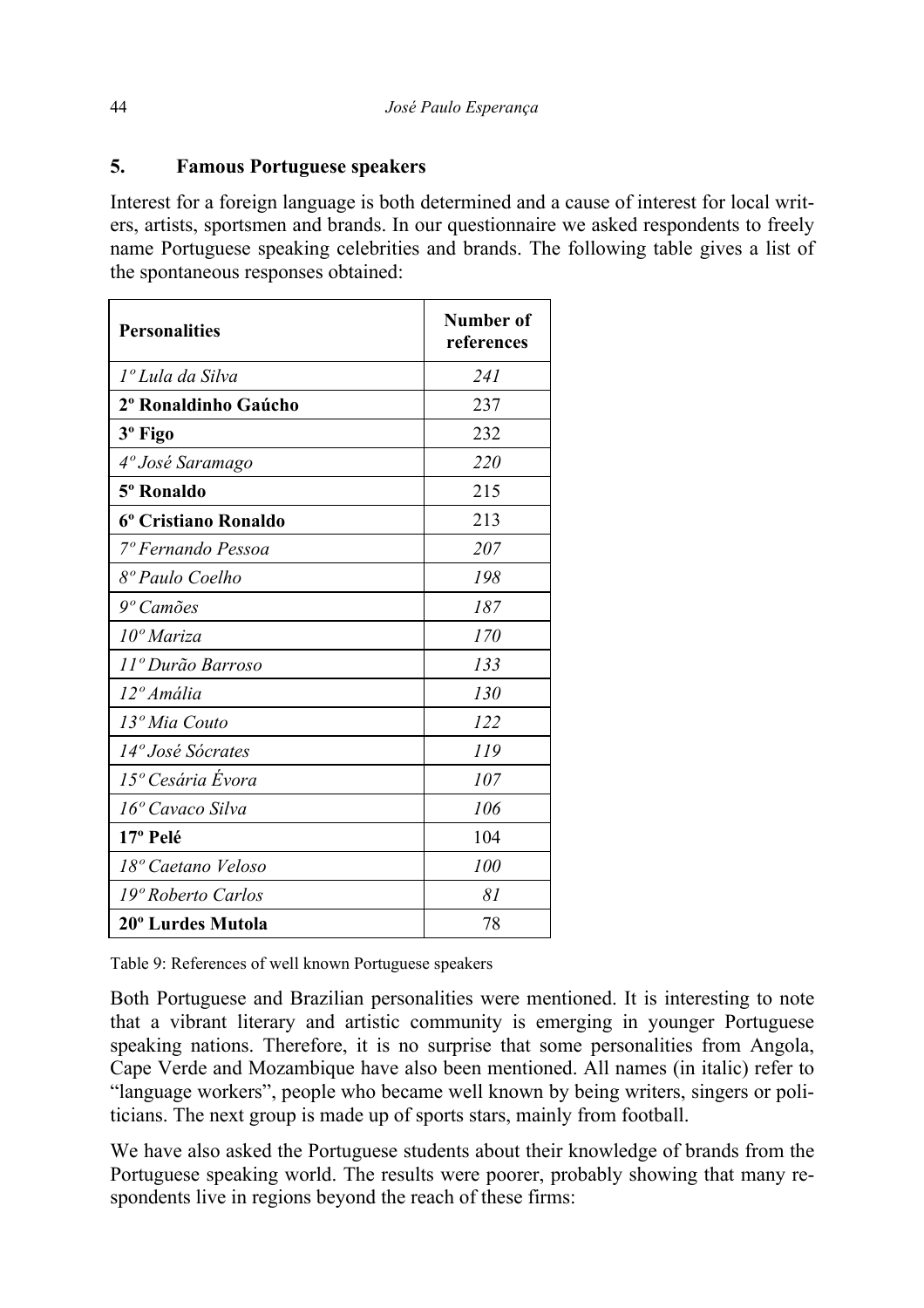## 5. Famous Portuguese speakers

Interest for a foreign language is both determined and a cause of interest for local writers, artists, sportsmen and brands. In our questionnaire we asked respondents to freely name Portuguese speaking celebrities and brands. The following table gives a list of the spontaneous responses obtained:

| **Personalities** | **Number of references** |
|---|---|
| *1º Lula da Silva* | *241* |
| **2º Ronaldinho Gaúcho** | 237 |
| **3º Figo** | 232 |
| *4º José Saramago* | *220* |
| **5º Ronaldo** | 215 |
| **6º Cristiano Ronaldo** | 213 |
| *7º Fernando Pessoa* | *207* |
| *8º Paulo Coelho* | *198* |
| *9º Camões* | *187* |
| *10º Mariza* | *170* |
| *11º Durão Barroso* | *133* |
| *12º Amália* | *130* |
| *13º Mia Couto* | *122* |
| *14º José Sócrates* | *119* |
| *15º Cesária Évora* | *107* |
| *16º Cavaco Silva* | *106* |
| **17º Pelé** | 104 |
| *18º Caetano Veloso* | *100* |
| *19º Roberto Carlos* | *81* |
| **20º Lurdes Mutola** | 78 |

Table 9: References of well known Portuguese speakers

Both Portuguese and Brazilian personalities were mentioned. It is interesting to note that a vibrant literary and artistic community is emerging in younger Portuguese speaking nations. Therefore, it is no surprise that some personalities from Angola, Cape Verde and Mozambique have also been mentioned. All names (in italic) refer to "language workers", people who became well known by being writers, singers or politicians. The next group is made up of sports stars, mainly from football.

We have also asked the Portuguese students about their knowledge of brands from the Portuguese speaking world. The results were poorer, probably showing that many respondents live in regions beyond the reach of these firms: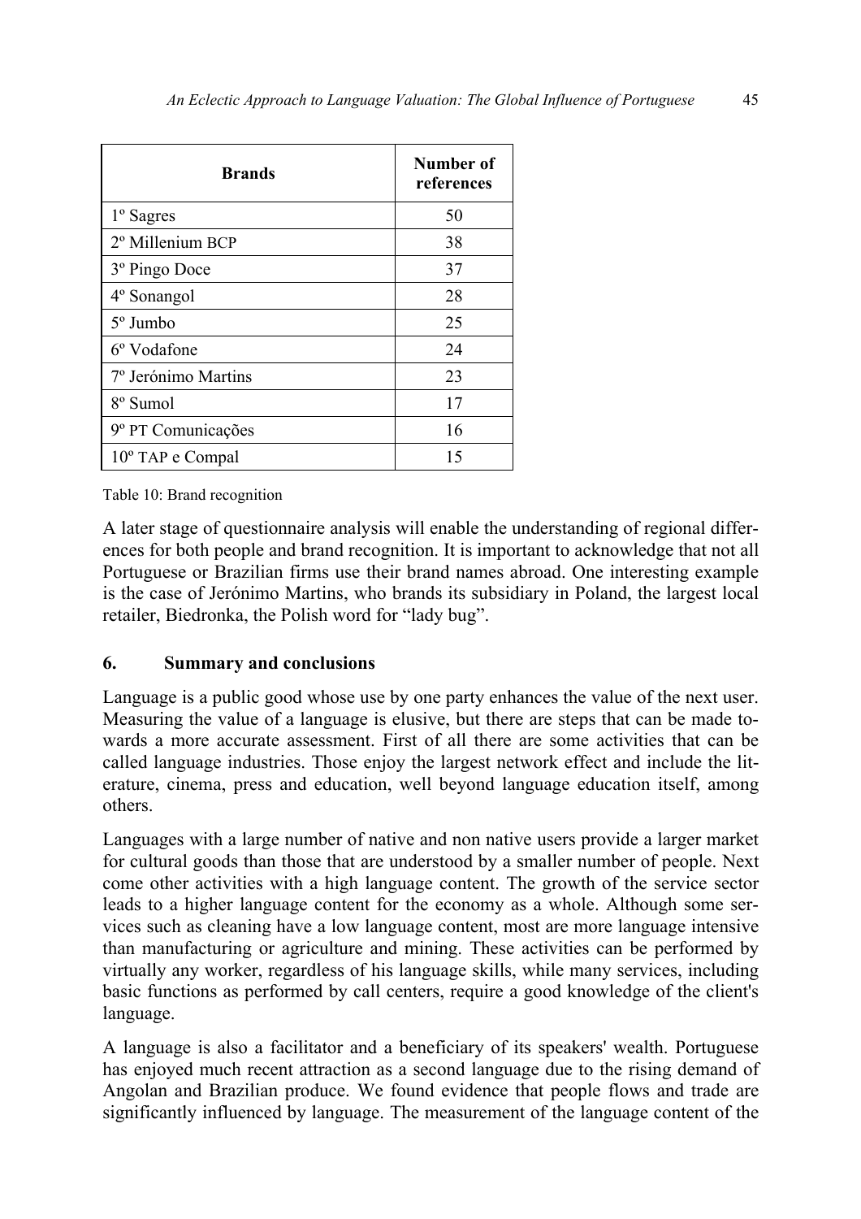| Brands | Number of references |
| --- | --- |
| 1º Sagres | 50 |
| 2º Millenium BCP | 38 |
| 3º Pingo Doce | 37 |
| 4º Sonangol | 28 |
| 5º Jumbo | 25 |
| 6º Vodafone | 24 |
| 7º Jerónimo Martins | 23 |
| 8º Sumol | 17 |
| 9º PT Comunicações | 16 |
| 10º TAP e Compal | 15 |

Table 10: Brand recognition

A later stage of questionnaire analysis will enable the understanding of regional differences for both people and brand recognition. It is important to acknowledge that not all Portuguese or Brazilian firms use their brand names abroad. One interesting example is the case of Jerónimo Martins, who brands its subsidiary in Poland, the largest local retailer, Biedronka, the Polish word for "lady bug".

## 6. Summary and conclusions

Language is a public good whose use by one party enhances the value of the next user. Measuring the value of a language is elusive, but there are steps that can be made towards a more accurate assessment. First of all there are some activities that can be called language industries. Those enjoy the largest network effect and include the literature, cinema, press and education, well beyond language education itself, among others.

Languages with a large number of native and non native users provide a larger market for cultural goods than those that are understood by a smaller number of people. Next come other activities with a high language content. The growth of the service sector leads to a higher language content for the economy as a whole. Although some services such as cleaning have a low language content, most are more language intensive than manufacturing or agriculture and mining. These activities can be performed by virtually any worker, regardless of his language skills, while many services, including basic functions as performed by call centers, require a good knowledge of the client's language.

A language is also a facilitator and a beneficiary of its speakers' wealth. Portuguese has enjoyed much recent attraction as a second language due to the rising demand of Angolan and Brazilian produce. We found evidence that people flows and trade are significantly influenced by language. The measurement of the language content of the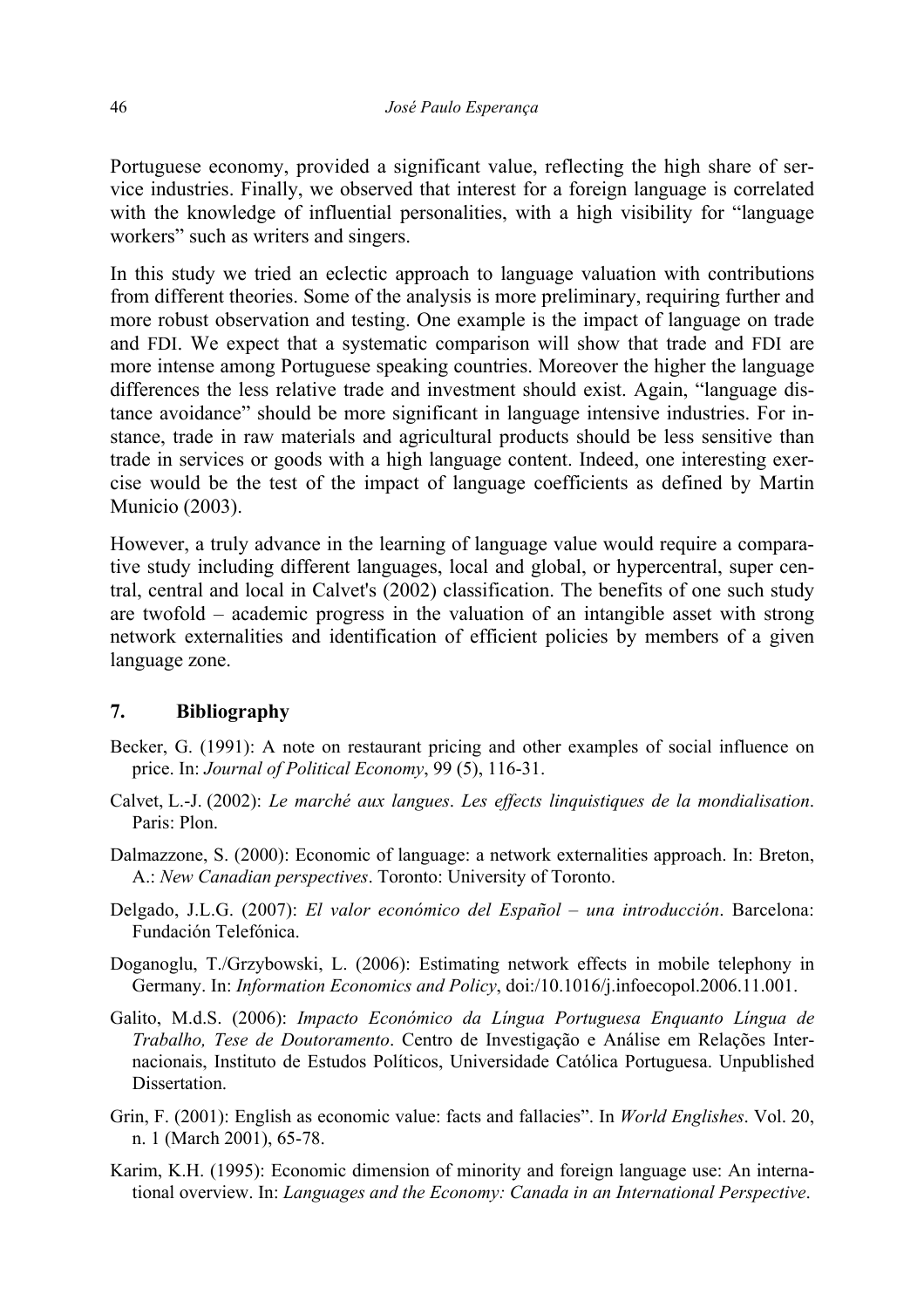Portuguese economy, provided a significant value, reflecting the high share of service industries. Finally, we observed that interest for a foreign language is correlated with the knowledge of influential personalities, with a high visibility for "language workers" such as writers and singers.

In this study we tried an eclectic approach to language valuation with contributions from different theories. Some of the analysis is more preliminary, requiring further and more robust observation and testing. One example is the impact of language on trade and FDI. We expect that a systematic comparison will show that trade and FDI are more intense among Portuguese speaking countries. Moreover the higher the language differences the less relative trade and investment should exist. Again, "language distance avoidance" should be more significant in language intensive industries. For instance, trade in raw materials and agricultural products should be less sensitive than trade in services or goods with a high language content. Indeed, one interesting exercise would be the test of the impact of language coefficients as defined by Martin Municio (2003).

However, a truly advance in the learning of language value would require a comparative study including different languages, local and global, or hypercentral, super central, central and local in Calvet's (2002) classification. The benefits of one such study are twofold – academic progress in the valuation of an intangible asset with strong network externalities and identification of efficient policies by members of a given language zone.

## 7. Bibliography

Becker, G. (1991): A note on restaurant pricing and other examples of social influence on price. In: *Journal of Political Economy*, 99 (5), 116-31.

Calvet, L.-J. (2002): *Le marché aux langues*. *Les effects linquistiques de la mondialisation*. Paris: Plon.

Dalmazzone, S. (2000): Economic of language: a network externalities approach. In: Breton, A.: *New Canadian perspectives*. Toronto: University of Toronto.

Delgado, J.L.G. (2007): *El valor económico del Español – una introducción*. Barcelona: Fundación Telefónica.

Doganoglu, T./Grzybowski, L. (2006): Estimating network effects in mobile telephony in Germany. In: *Information Economics and Policy*, doi:/10.1016/j.infoecopol.2006.11.001.

Galito, M.d.S. (2006): *Impacto Económico da Língua Portuguesa Enquanto Língua de Trabalho, Tese de Doutoramento*. Centro de Investigação e Análise em Relações Internacionais, Instituto de Estudos Políticos, Universidade Católica Portuguesa. Unpublished Dissertation.

Grin, F. (2001): English as economic value: facts and fallacies". In *World Englishes*. Vol. 20, n. 1 (March 2001), 65-78.

Karim, K.H. (1995): Economic dimension of minority and foreign language use: An international overview. In: *Languages and the Economy: Canada in an International Perspective*.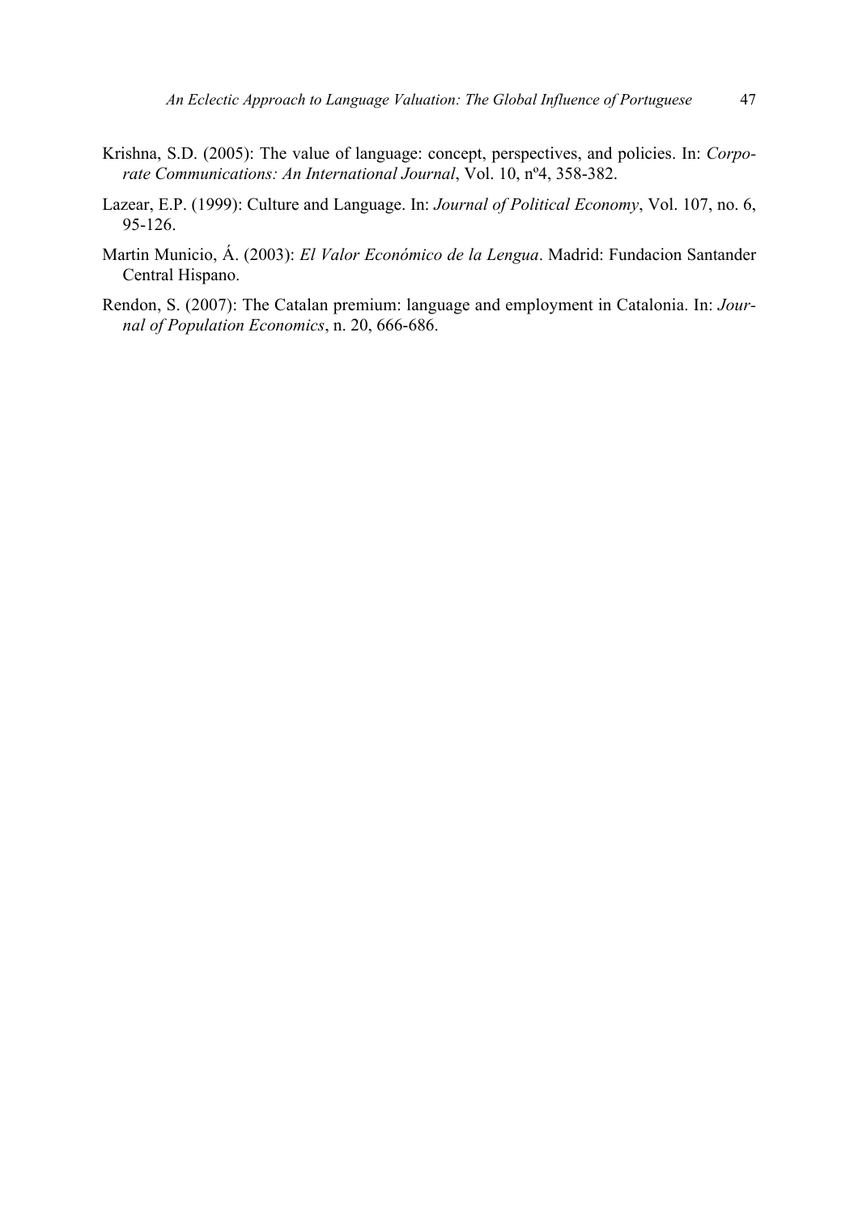Krishna, S.D. (2005): The value of language: concept, perspectives, and policies. In: *Corporate Communications: An International Journal*, Vol. 10, nº4, 358-382.

Lazear, E.P. (1999): Culture and Language. In: *Journal of Political Economy*, Vol. 107, no. 6, 95-126.

Martin Municio, Á. (2003): *El Valor Económico de la Lengua*. Madrid: Fundacion Santander Central Hispano.

Rendon, S. (2007): The Catalan premium: language and employment in Catalonia. In: *Journal of Population Economics*, n. 20, 666-686.